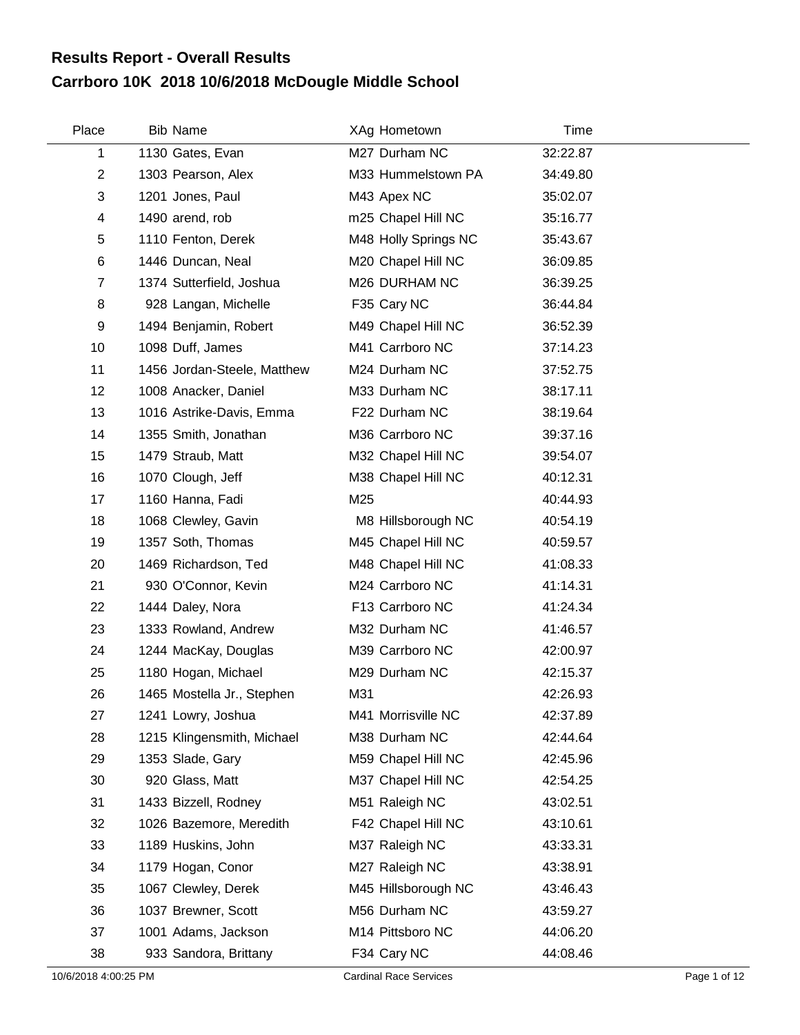# Results Report - Overall Results

## Carrboro 10K 2018 10/6/2018 McDougle Middle School

| Place | Bib | Name | XAg | Hometown | Time |
|---|---|---|---|---|---|
| 1 | 1130 | Gates, Evan | M27 | Durham NC | 32:22.87 |
| 2 | 1303 | Pearson, Alex | M33 | Hummelstown PA | 34:49.80 |
| 3 | 1201 | Jones, Paul | M43 | Apex NC | 35:02.07 |
| 4 | 1490 | arend, rob | m25 | Chapel Hill NC | 35:16.77 |
| 5 | 1110 | Fenton, Derek | M48 | Holly Springs NC | 35:43.67 |
| 6 | 1446 | Duncan, Neal | M20 | Chapel Hill NC | 36:09.85 |
| 7 | 1374 | Sutterfield, Joshua | M26 | DURHAM NC | 36:39.25 |
| 8 | 928 | Langan, Michelle | F35 | Cary NC | 36:44.84 |
| 9 | 1494 | Benjamin, Robert | M49 | Chapel Hill NC | 36:52.39 |
| 10 | 1098 | Duff, James | M41 | Carrboro NC | 37:14.23 |
| 11 | 1456 | Jordan-Steele, Matthew | M24 | Durham NC | 37:52.75 |
| 12 | 1008 | Anacker, Daniel | M33 | Durham NC | 38:17.11 |
| 13 | 1016 | Astrike-Davis, Emma | F22 | Durham NC | 38:19.64 |
| 14 | 1355 | Smith, Jonathan | M36 | Carrboro NC | 39:37.16 |
| 15 | 1479 | Straub, Matt | M32 | Chapel Hill NC | 39:54.07 |
| 16 | 1070 | Clough, Jeff | M38 | Chapel Hill NC | 40:12.31 |
| 17 | 1160 | Hanna, Fadi | M25 | | 40:44.93 |
| 18 | 1068 | Clewley, Gavin | M8 | Hillsborough NC | 40:54.19 |
| 19 | 1357 | Soth, Thomas | M45 | Chapel Hill NC | 40:59.57 |
| 20 | 1469 | Richardson, Ted | M48 | Chapel Hill NC | 41:08.33 |
| 21 | 930 | O'Connor, Kevin | M24 | Carrboro NC | 41:14.31 |
| 22 | 1444 | Daley, Nora | F13 | Carrboro NC | 41:24.34 |
| 23 | 1333 | Rowland, Andrew | M32 | Durham NC | 41:46.57 |
| 24 | 1244 | MacKay, Douglas | M39 | Carrboro NC | 42:00.97 |
| 25 | 1180 | Hogan, Michael | M29 | Durham NC | 42:15.37 |
| 26 | 1465 | Mostella Jr., Stephen | M31 | | 42:26.93 |
| 27 | 1241 | Lowry, Joshua | M41 | Morrisville NC | 42:37.89 |
| 28 | 1215 | Klingensmith, Michael | M38 | Durham NC | 42:44.64 |
| 29 | 1353 | Slade, Gary | M59 | Chapel Hill NC | 42:45.96 |
| 30 | 920 | Glass, Matt | M37 | Chapel Hill NC | 42:54.25 |
| 31 | 1433 | Bizzell, Rodney | M51 | Raleigh NC | 43:02.51 |
| 32 | 1026 | Bazemore, Meredith | F42 | Chapel Hill NC | 43:10.61 |
| 33 | 1189 | Huskins, John | M37 | Raleigh NC | 43:33.31 |
| 34 | 1179 | Hogan, Conor | M27 | Raleigh NC | 43:38.91 |
| 35 | 1067 | Clewley, Derek | M45 | Hillsborough NC | 43:46.43 |
| 36 | 1037 | Brewner, Scott | M56 | Durham NC | 43:59.27 |
| 37 | 1001 | Adams, Jackson | M14 | Pittsboro NC | 44:06.20 |
| 38 | 933 | Sandora, Brittany | F34 | Cary NC | 44:08.46 |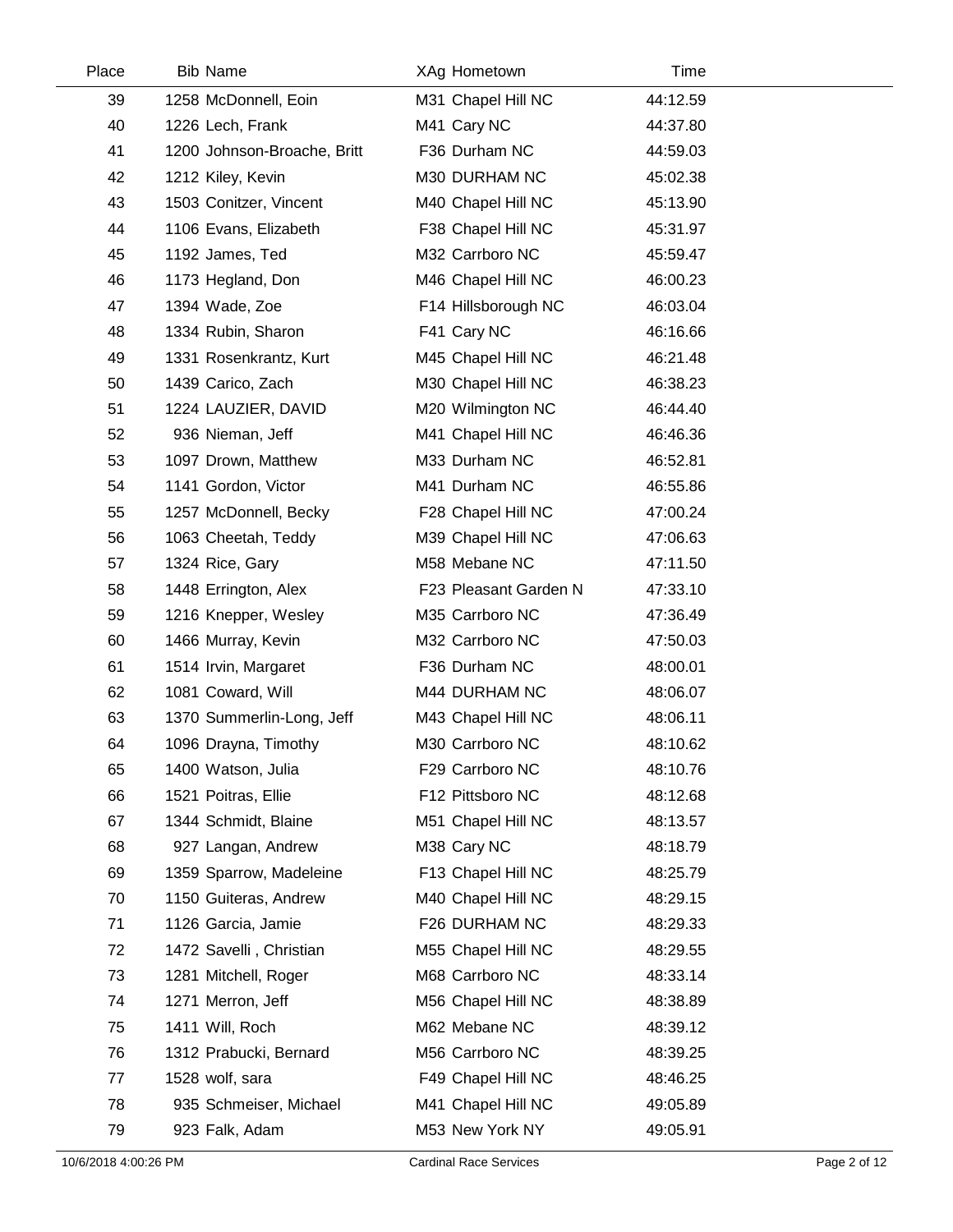| Place | Bib | Name | XAg | Hometown | Time |
|---|---|---|---|---|---|
| 39 | 1258 | McDonnell, Eoin | M31 | Chapel Hill NC | 44:12.59 |
| 40 | 1226 | Lech, Frank | M41 | Cary NC | 44:37.80 |
| 41 | 1200 | Johnson-Broache, Britt | F36 | Durham NC | 44:59.03 |
| 42 | 1212 | Kiley, Kevin | M30 | DURHAM NC | 45:02.38 |
| 43 | 1503 | Conitzer, Vincent | M40 | Chapel Hill NC | 45:13.90 |
| 44 | 1106 | Evans, Elizabeth | F38 | Chapel Hill NC | 45:31.97 |
| 45 | 1192 | James, Ted | M32 | Carrboro NC | 45:59.47 |
| 46 | 1173 | Hegland, Don | M46 | Chapel Hill NC | 46:00.23 |
| 47 | 1394 | Wade, Zoe | F14 | Hillsborough NC | 46:03.04 |
| 48 | 1334 | Rubin, Sharon | F41 | Cary NC | 46:16.66 |
| 49 | 1331 | Rosenkrantz, Kurt | M45 | Chapel Hill NC | 46:21.48 |
| 50 | 1439 | Carico, Zach | M30 | Chapel Hill NC | 46:38.23 |
| 51 | 1224 | LAUZIER, DAVID | M20 | Wilmington NC | 46:44.40 |
| 52 | 936 | Nieman, Jeff | M41 | Chapel Hill NC | 46:46.36 |
| 53 | 1097 | Drown, Matthew | M33 | Durham NC | 46:52.81 |
| 54 | 1141 | Gordon, Victor | M41 | Durham NC | 46:55.86 |
| 55 | 1257 | McDonnell, Becky | F28 | Chapel Hill NC | 47:00.24 |
| 56 | 1063 | Cheetah, Teddy | M39 | Chapel Hill NC | 47:06.63 |
| 57 | 1324 | Rice, Gary | M58 | Mebane NC | 47:11.50 |
| 58 | 1448 | Errington, Alex | F23 | Pleasant Garden N | 47:33.10 |
| 59 | 1216 | Knepper, Wesley | M35 | Carrboro NC | 47:36.49 |
| 60 | 1466 | Murray, Kevin | M32 | Carrboro NC | 47:50.03 |
| 61 | 1514 | Irvin, Margaret | F36 | Durham NC | 48:00.01 |
| 62 | 1081 | Coward, Will | M44 | DURHAM NC | 48:06.07 |
| 63 | 1370 | Summerlin-Long, Jeff | M43 | Chapel Hill NC | 48:06.11 |
| 64 | 1096 | Drayna, Timothy | M30 | Carrboro NC | 48:10.62 |
| 65 | 1400 | Watson, Julia | F29 | Carrboro NC | 48:10.76 |
| 66 | 1521 | Poitras, Ellie | F12 | Pittsboro NC | 48:12.68 |
| 67 | 1344 | Schmidt, Blaine | M51 | Chapel Hill NC | 48:13.57 |
| 68 | 927 | Langan, Andrew | M38 | Cary NC | 48:18.79 |
| 69 | 1359 | Sparrow, Madeleine | F13 | Chapel Hill NC | 48:25.79 |
| 70 | 1150 | Guiteras, Andrew | M40 | Chapel Hill NC | 48:29.15 |
| 71 | 1126 | Garcia, Jamie | F26 | DURHAM NC | 48:29.33 |
| 72 | 1472 | Savelli , Christian | M55 | Chapel Hill NC | 48:29.55 |
| 73 | 1281 | Mitchell, Roger | M68 | Carrboro NC | 48:33.14 |
| 74 | 1271 | Merron, Jeff | M56 | Chapel Hill NC | 48:38.89 |
| 75 | 1411 | Will, Roch | M62 | Mebane NC | 48:39.12 |
| 76 | 1312 | Prabucki, Bernard | M56 | Carrboro NC | 48:39.25 |
| 77 | 1528 | wolf, sara | F49 | Chapel Hill NC | 48:46.25 |
| 78 | 935 | Schmeiser, Michael | M41 | Chapel Hill NC | 49:05.89 |
| 79 | 923 | Falk, Adam | M53 | New York NY | 49:05.91 |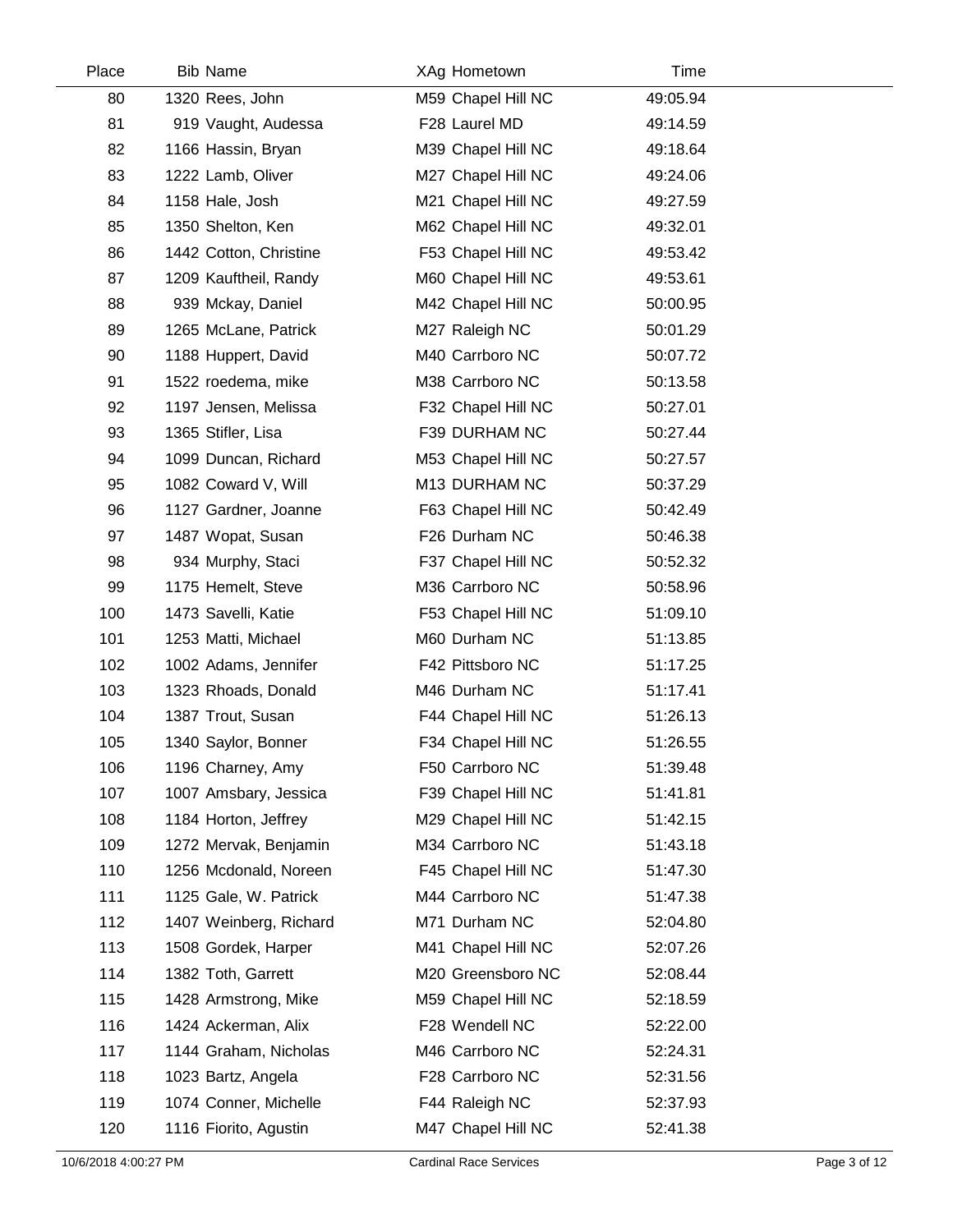| Place | Bib | Name | XAg | Hometown | Time |
|---|---|---|---|---|---|
| 80 | 1320 | Rees, John | M59 | Chapel Hill NC | 49:05.94 |
| 81 | 919 | Vaught, Audessa | F28 | Laurel MD | 49:14.59 |
| 82 | 1166 | Hassin, Bryan | M39 | Chapel Hill NC | 49:18.64 |
| 83 | 1222 | Lamb, Oliver | M27 | Chapel Hill NC | 49:24.06 |
| 84 | 1158 | Hale, Josh | M21 | Chapel Hill NC | 49:27.59 |
| 85 | 1350 | Shelton, Ken | M62 | Chapel Hill NC | 49:32.01 |
| 86 | 1442 | Cotton, Christine | F53 | Chapel Hill NC | 49:53.42 |
| 87 | 1209 | Kauftheil, Randy | M60 | Chapel Hill NC | 49:53.61 |
| 88 | 939 | Mckay, Daniel | M42 | Chapel Hill NC | 50:00.95 |
| 89 | 1265 | McLane, Patrick | M27 | Raleigh NC | 50:01.29 |
| 90 | 1188 | Huppert, David | M40 | Carrboro NC | 50:07.72 |
| 91 | 1522 | roedema, mike | M38 | Carrboro NC | 50:13.58 |
| 92 | 1197 | Jensen, Melissa | F32 | Chapel Hill NC | 50:27.01 |
| 93 | 1365 | Stifler, Lisa | F39 | DURHAM NC | 50:27.44 |
| 94 | 1099 | Duncan, Richard | M53 | Chapel Hill NC | 50:27.57 |
| 95 | 1082 | Coward V, Will | M13 | DURHAM NC | 50:37.29 |
| 96 | 1127 | Gardner, Joanne | F63 | Chapel Hill NC | 50:42.49 |
| 97 | 1487 | Wopat, Susan | F26 | Durham NC | 50:46.38 |
| 98 | 934 | Murphy, Staci | F37 | Chapel Hill NC | 50:52.32 |
| 99 | 1175 | Hemelt, Steve | M36 | Carrboro NC | 50:58.96 |
| 100 | 1473 | Savelli, Katie | F53 | Chapel Hill NC | 51:09.10 |
| 101 | 1253 | Matti, Michael | M60 | Durham NC | 51:13.85 |
| 102 | 1002 | Adams, Jennifer | F42 | Pittsboro NC | 51:17.25 |
| 103 | 1323 | Rhoads, Donald | M46 | Durham NC | 51:17.41 |
| 104 | 1387 | Trout, Susan | F44 | Chapel Hill NC | 51:26.13 |
| 105 | 1340 | Saylor, Bonner | F34 | Chapel Hill NC | 51:26.55 |
| 106 | 1196 | Charney, Amy | F50 | Carrboro NC | 51:39.48 |
| 107 | 1007 | Amsbary, Jessica | F39 | Chapel Hill NC | 51:41.81 |
| 108 | 1184 | Horton, Jeffrey | M29 | Chapel Hill NC | 51:42.15 |
| 109 | 1272 | Mervak, Benjamin | M34 | Carrboro NC | 51:43.18 |
| 110 | 1256 | Mcdonald, Noreen | F45 | Chapel Hill NC | 51:47.30 |
| 111 | 1125 | Gale, W. Patrick | M44 | Carrboro NC | 51:47.38 |
| 112 | 1407 | Weinberg, Richard | M71 | Durham NC | 52:04.80 |
| 113 | 1508 | Gordek, Harper | M41 | Chapel Hill NC | 52:07.26 |
| 114 | 1382 | Toth, Garrett | M20 | Greensboro NC | 52:08.44 |
| 115 | 1428 | Armstrong, Mike | M59 | Chapel Hill NC | 52:18.59 |
| 116 | 1424 | Ackerman, Alix | F28 | Wendell NC | 52:22.00 |
| 117 | 1144 | Graham, Nicholas | M46 | Carrboro NC | 52:24.31 |
| 118 | 1023 | Bartz, Angela | F28 | Carrboro NC | 52:31.56 |
| 119 | 1074 | Conner, Michelle | F44 | Raleigh NC | 52:37.93 |
| 120 | 1116 | Fiorito, Agustin | M47 | Chapel Hill NC | 52:41.38 |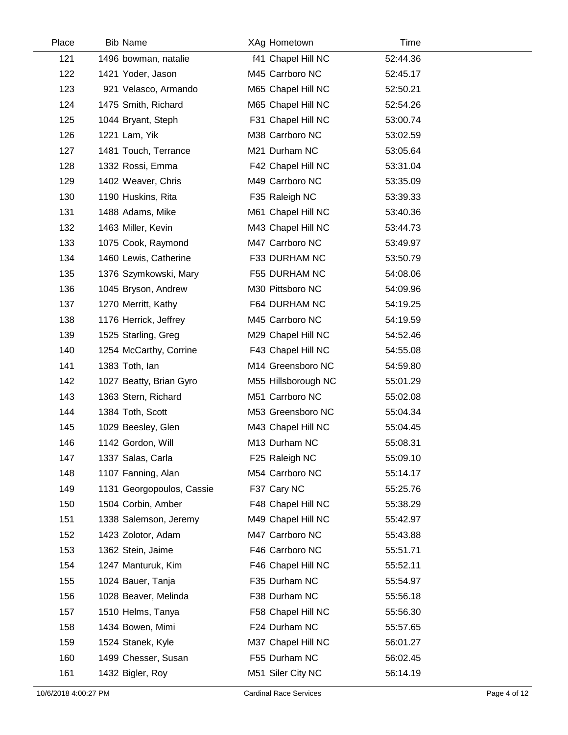| Place | Bib | Name | XAg | Hometown | Time |
|---|---|---|---|---|---|
| 121 | 1496 | bowman, natalie | f41 | Chapel Hill NC | 52:44.36 |
| 122 | 1421 | Yoder, Jason | M45 | Carrboro NC | 52:45.17 |
| 123 | 921 | Velasco, Armando | M65 | Chapel Hill NC | 52:50.21 |
| 124 | 1475 | Smith, Richard | M65 | Chapel Hill NC | 52:54.26 |
| 125 | 1044 | Bryant, Steph | F31 | Chapel Hill NC | 53:00.74 |
| 126 | 1221 | Lam, Yik | M38 | Carrboro NC | 53:02.59 |
| 127 | 1481 | Touch, Terrance | M21 | Durham NC | 53:05.64 |
| 128 | 1332 | Rossi, Emma | F42 | Chapel Hill NC | 53:31.04 |
| 129 | 1402 | Weaver, Chris | M49 | Carrboro NC | 53:35.09 |
| 130 | 1190 | Huskins, Rita | F35 | Raleigh NC | 53:39.33 |
| 131 | 1488 | Adams, Mike | M61 | Chapel Hill NC | 53:40.36 |
| 132 | 1463 | Miller, Kevin | M43 | Chapel Hill NC | 53:44.73 |
| 133 | 1075 | Cook, Raymond | M47 | Carrboro NC | 53:49.97 |
| 134 | 1460 | Lewis, Catherine | F33 | DURHAM NC | 53:50.79 |
| 135 | 1376 | Szymkowski, Mary | F55 | DURHAM NC | 54:08.06 |
| 136 | 1045 | Bryson, Andrew | M30 | Pittsboro NC | 54:09.96 |
| 137 | 1270 | Merritt, Kathy | F64 | DURHAM NC | 54:19.25 |
| 138 | 1176 | Herrick, Jeffrey | M45 | Carrboro NC | 54:19.59 |
| 139 | 1525 | Starling, Greg | M29 | Chapel Hill NC | 54:52.46 |
| 140 | 1254 | McCarthy, Corrine | F43 | Chapel Hill NC | 54:55.08 |
| 141 | 1383 | Toth, Ian | M14 | Greensboro NC | 54:59.80 |
| 142 | 1027 | Beatty, Brian Gyro | M55 | Hillsborough NC | 55:01.29 |
| 143 | 1363 | Stern, Richard | M51 | Carrboro NC | 55:02.08 |
| 144 | 1384 | Toth, Scott | M53 | Greensboro NC | 55:04.34 |
| 145 | 1029 | Beesley, Glen | M43 | Chapel Hill NC | 55:04.45 |
| 146 | 1142 | Gordon, Will | M13 | Durham NC | 55:08.31 |
| 147 | 1337 | Salas, Carla | F25 | Raleigh NC | 55:09.10 |
| 148 | 1107 | Fanning, Alan | M54 | Carrboro NC | 55:14.17 |
| 149 | 1131 | Georgopoulos, Cassie | F37 | Cary NC | 55:25.76 |
| 150 | 1504 | Corbin, Amber | F48 | Chapel Hill NC | 55:38.29 |
| 151 | 1338 | Salemson, Jeremy | M49 | Chapel Hill NC | 55:42.97 |
| 152 | 1423 | Zolotor, Adam | M47 | Carrboro NC | 55:43.88 |
| 153 | 1362 | Stein, Jaime | F46 | Carrboro NC | 55:51.71 |
| 154 | 1247 | Manturuk, Kim | F46 | Chapel Hill NC | 55:52.11 |
| 155 | 1024 | Bauer, Tanja | F35 | Durham NC | 55:54.97 |
| 156 | 1028 | Beaver, Melinda | F38 | Durham NC | 55:56.18 |
| 157 | 1510 | Helms, Tanya | F58 | Chapel Hill NC | 55:56.30 |
| 158 | 1434 | Bowen, Mimi | F24 | Durham NC | 55:57.65 |
| 159 | 1524 | Stanek, Kyle | M37 | Chapel Hill NC | 56:01.27 |
| 160 | 1499 | Chesser, Susan | F55 | Durham NC | 56:02.45 |
| 161 | 1432 | Bigler, Roy | M51 | Siler City NC | 56:14.19 |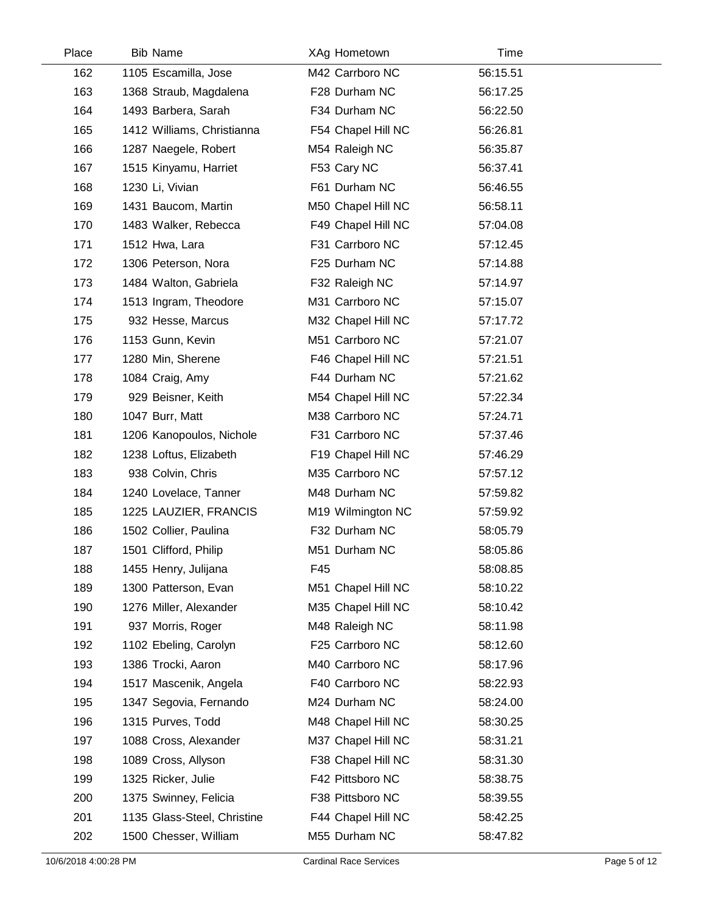| Place | Bib | Name | XAg | Hometown | Time |
|---|---|---|---|---|---|
| 162 | 1105 | Escamilla, Jose | M42 | Carrboro NC | 56:15.51 |
| 163 | 1368 | Straub, Magdalena | F28 | Durham NC | 56:17.25 |
| 164 | 1493 | Barbera, Sarah | F34 | Durham NC | 56:22.50 |
| 165 | 1412 | Williams, Christianna | F54 | Chapel Hill NC | 56:26.81 |
| 166 | 1287 | Naegele, Robert | M54 | Raleigh NC | 56:35.87 |
| 167 | 1515 | Kinyamu, Harriet | F53 | Cary NC | 56:37.41 |
| 168 | 1230 | Li, Vivian | F61 | Durham NC | 56:46.55 |
| 169 | 1431 | Baucom, Martin | M50 | Chapel Hill NC | 56:58.11 |
| 170 | 1483 | Walker, Rebecca | F49 | Chapel Hill NC | 57:04.08 |
| 171 | 1512 | Hwa, Lara | F31 | Carrboro NC | 57:12.45 |
| 172 | 1306 | Peterson, Nora | F25 | Durham NC | 57:14.88 |
| 173 | 1484 | Walton, Gabriela | F32 | Raleigh NC | 57:14.97 |
| 174 | 1513 | Ingram, Theodore | M31 | Carrboro NC | 57:15.07 |
| 175 | 932 | Hesse, Marcus | M32 | Chapel Hill NC | 57:17.72 |
| 176 | 1153 | Gunn, Kevin | M51 | Carrboro NC | 57:21.07 |
| 177 | 1280 | Min, Sherene | F46 | Chapel Hill NC | 57:21.51 |
| 178 | 1084 | Craig, Amy | F44 | Durham NC | 57:21.62 |
| 179 | 929 | Beisner, Keith | M54 | Chapel Hill NC | 57:22.34 |
| 180 | 1047 | Burr, Matt | M38 | Carrboro NC | 57:24.71 |
| 181 | 1206 | Kanopoulos, Nichole | F31 | Carrboro NC | 57:37.46 |
| 182 | 1238 | Loftus, Elizabeth | F19 | Chapel Hill NC | 57:46.29 |
| 183 | 938 | Colvin, Chris | M35 | Carrboro NC | 57:57.12 |
| 184 | 1240 | Lovelace, Tanner | M48 | Durham NC | 57:59.82 |
| 185 | 1225 | LAUZIER, FRANCIS | M19 | Wilmington NC | 57:59.92 |
| 186 | 1502 | Collier, Paulina | F32 | Durham NC | 58:05.79 |
| 187 | 1501 | Clifford, Philip | M51 | Durham NC | 58:05.86 |
| 188 | 1455 | Henry, Julijana | F45 | | 58:08.85 |
| 189 | 1300 | Patterson, Evan | M51 | Chapel Hill NC | 58:10.22 |
| 190 | 1276 | Miller, Alexander | M35 | Chapel Hill NC | 58:10.42 |
| 191 | 937 | Morris, Roger | M48 | Raleigh NC | 58:11.98 |
| 192 | 1102 | Ebeling, Carolyn | F25 | Carrboro NC | 58:12.60 |
| 193 | 1386 | Trocki, Aaron | M40 | Carrboro NC | 58:17.96 |
| 194 | 1517 | Mascenik, Angela | F40 | Carrboro NC | 58:22.93 |
| 195 | 1347 | Segovia, Fernando | M24 | Durham NC | 58:24.00 |
| 196 | 1315 | Purves, Todd | M48 | Chapel Hill NC | 58:30.25 |
| 197 | 1088 | Cross, Alexander | M37 | Chapel Hill NC | 58:31.21 |
| 198 | 1089 | Cross, Allyson | F38 | Chapel Hill NC | 58:31.30 |
| 199 | 1325 | Ricker, Julie | F42 | Pittsboro NC | 58:38.75 |
| 200 | 1375 | Swinney, Felicia | F38 | Pittsboro NC | 58:39.55 |
| 201 | 1135 | Glass-Steel, Christine | F44 | Chapel Hill NC | 58:42.25 |
| 202 | 1500 | Chesser, William | M55 | Durham NC | 58:47.82 |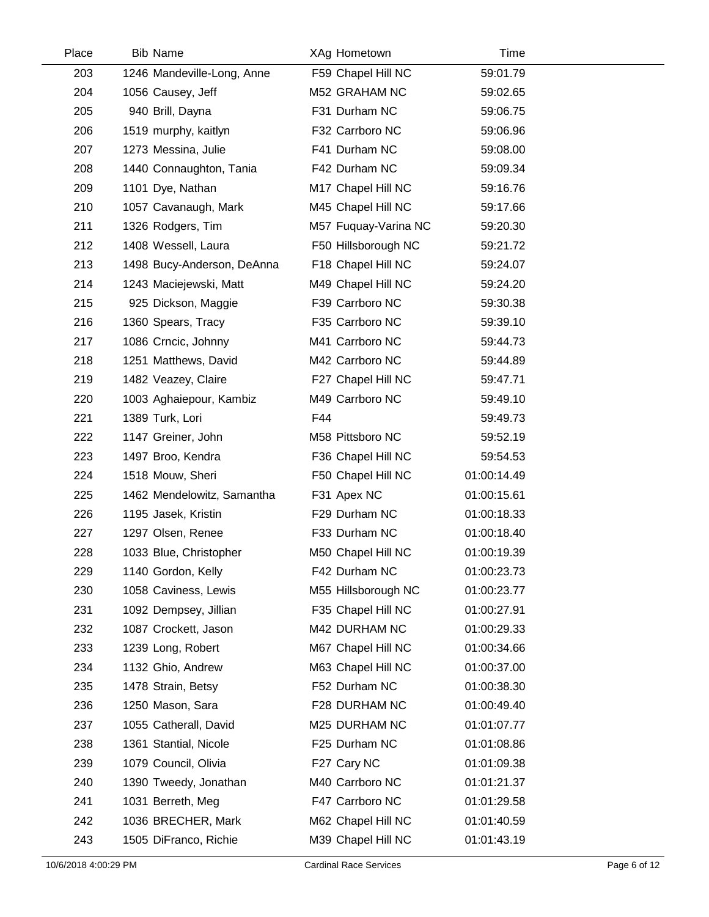| Place | Bib | Name | XAg | Hometown | Time |
|---|---|---|---|---|---|
| 203 | 1246 | Mandeville-Long, Anne | F59 | Chapel Hill NC | 59:01.79 |
| 204 | 1056 | Causey, Jeff | M52 | GRAHAM NC | 59:02.65 |
| 205 | 940 | Brill, Dayna | F31 | Durham NC | 59:06.75 |
| 206 | 1519 | murphy, kaitlyn | F32 | Carrboro NC | 59:06.96 |
| 207 | 1273 | Messina, Julie | F41 | Durham NC | 59:08.00 |
| 208 | 1440 | Connaughton, Tania | F42 | Durham NC | 59:09.34 |
| 209 | 1101 | Dye, Nathan | M17 | Chapel Hill NC | 59:16.76 |
| 210 | 1057 | Cavanaugh, Mark | M45 | Chapel Hill NC | 59:17.66 |
| 211 | 1326 | Rodgers, Tim | M57 | Fuquay-Varina NC | 59:20.30 |
| 212 | 1408 | Wessell, Laura | F50 | Hillsborough NC | 59:21.72 |
| 213 | 1498 | Bucy-Anderson, DeAnna | F18 | Chapel Hill NC | 59:24.07 |
| 214 | 1243 | Maciejewski, Matt | M49 | Chapel Hill NC | 59:24.20 |
| 215 | 925 | Dickson, Maggie | F39 | Carrboro NC | 59:30.38 |
| 216 | 1360 | Spears, Tracy | F35 | Carrboro NC | 59:39.10 |
| 217 | 1086 | Crncic, Johnny | M41 | Carrboro NC | 59:44.73 |
| 218 | 1251 | Matthews, David | M42 | Carrboro NC | 59:44.89 |
| 219 | 1482 | Veazey, Claire | F27 | Chapel Hill NC | 59:47.71 |
| 220 | 1003 | Aghaiepour, Kambiz | M49 | Carrboro NC | 59:49.10 |
| 221 | 1389 | Turk, Lori | F44 | | 59:49.73 |
| 222 | 1147 | Greiner, John | M58 | Pittsboro NC | 59:52.19 |
| 223 | 1497 | Broo, Kendra | F36 | Chapel Hill NC | 59:54.53 |
| 224 | 1518 | Mouw, Sheri | F50 | Chapel Hill NC | 01:00:14.49 |
| 225 | 1462 | Mendelowitz, Samantha | F31 | Apex NC | 01:00:15.61 |
| 226 | 1195 | Jasek, Kristin | F29 | Durham NC | 01:00:18.33 |
| 227 | 1297 | Olsen, Renee | F33 | Durham NC | 01:00:18.40 |
| 228 | 1033 | Blue, Christopher | M50 | Chapel Hill NC | 01:00:19.39 |
| 229 | 1140 | Gordon, Kelly | F42 | Durham NC | 01:00:23.73 |
| 230 | 1058 | Caviness, Lewis | M55 | Hillsborough NC | 01:00:23.77 |
| 231 | 1092 | Dempsey, Jillian | F35 | Chapel Hill NC | 01:00:27.91 |
| 232 | 1087 | Crockett, Jason | M42 | DURHAM NC | 01:00:29.33 |
| 233 | 1239 | Long, Robert | M67 | Chapel Hill NC | 01:00:34.66 |
| 234 | 1132 | Ghio, Andrew | M63 | Chapel Hill NC | 01:00:37.00 |
| 235 | 1478 | Strain, Betsy | F52 | Durham NC | 01:00:38.30 |
| 236 | 1250 | Mason, Sara | F28 | DURHAM NC | 01:00:49.40 |
| 237 | 1055 | Catherall, David | M25 | DURHAM NC | 01:01:07.77 |
| 238 | 1361 | Stantial, Nicole | F25 | Durham NC | 01:01:08.86 |
| 239 | 1079 | Council, Olivia | F27 | Cary NC | 01:01:09.38 |
| 240 | 1390 | Tweedy, Jonathan | M40 | Carrboro NC | 01:01:21.37 |
| 241 | 1031 | Berreth, Meg | F47 | Carrboro NC | 01:01:29.58 |
| 242 | 1036 | BRECHER, Mark | M62 | Chapel Hill NC | 01:01:40.59 |
| 243 | 1505 | DiFranco, Richie | M39 | Chapel Hill NC | 01:01:43.19 |

10/6/2018 4:00:29 PM Cardinal Race Services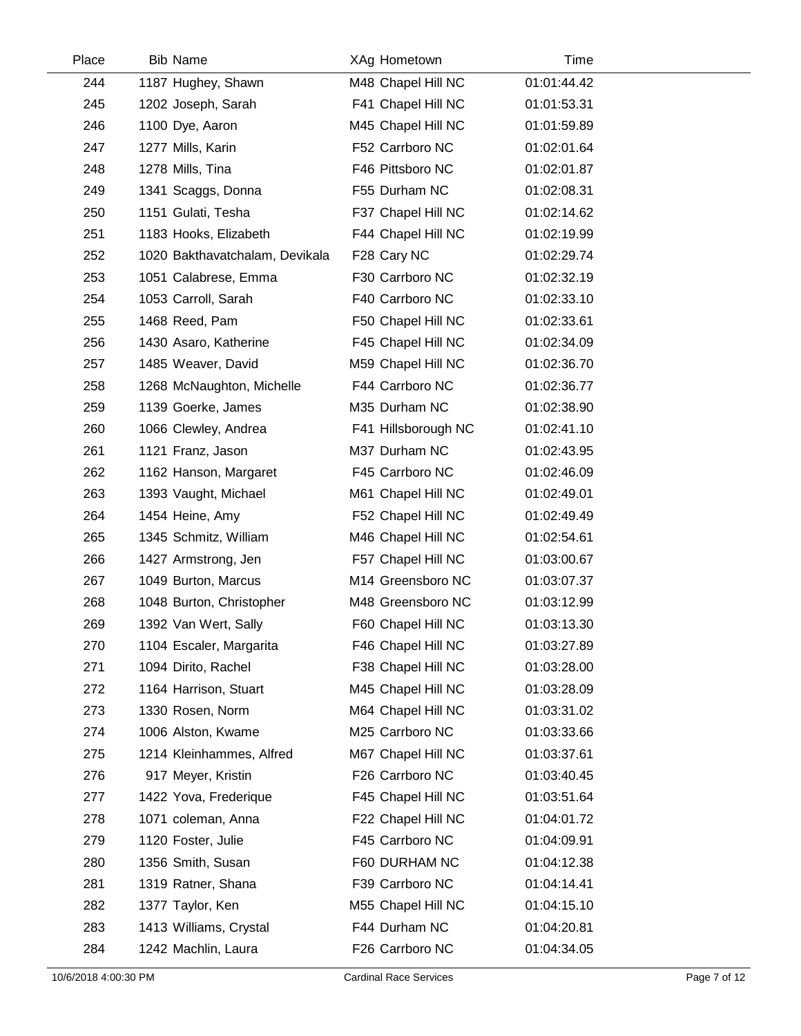| Place | Bib | Name | XAg | Hometown | Time |
|---|---|---|---|---|---|
| 244 | 1187 | Hughey, Shawn | M48 | Chapel Hill NC | 01:01:44.42 |
| 245 | 1202 | Joseph, Sarah | F41 | Chapel Hill NC | 01:01:53.31 |
| 246 | 1100 | Dye, Aaron | M45 | Chapel Hill NC | 01:01:59.89 |
| 247 | 1277 | Mills, Karin | F52 | Carrboro NC | 01:02:01.64 |
| 248 | 1278 | Mills, Tina | F46 | Pittsboro NC | 01:02:01.87 |
| 249 | 1341 | Scaggs, Donna | F55 | Durham NC | 01:02:08.31 |
| 250 | 1151 | Gulati, Tesha | F37 | Chapel Hill NC | 01:02:14.62 |
| 251 | 1183 | Hooks, Elizabeth | F44 | Chapel Hill NC | 01:02:19.99 |
| 252 | 1020 | Bakthavatchalam, Devikala | F28 | Cary NC | 01:02:29.74 |
| 253 | 1051 | Calabrese, Emma | F30 | Carrboro NC | 01:02:32.19 |
| 254 | 1053 | Carroll, Sarah | F40 | Carrboro NC | 01:02:33.10 |
| 255 | 1468 | Reed, Pam | F50 | Chapel Hill NC | 01:02:33.61 |
| 256 | 1430 | Asaro, Katherine | F45 | Chapel Hill NC | 01:02:34.09 |
| 257 | 1485 | Weaver, David | M59 | Chapel Hill NC | 01:02:36.70 |
| 258 | 1268 | McNaughton, Michelle | F44 | Carrboro NC | 01:02:36.77 |
| 259 | 1139 | Goerke, James | M35 | Durham NC | 01:02:38.90 |
| 260 | 1066 | Clewley, Andrea | F41 | Hillsborough NC | 01:02:41.10 |
| 261 | 1121 | Franz, Jason | M37 | Durham NC | 01:02:43.95 |
| 262 | 1162 | Hanson, Margaret | F45 | Carrboro NC | 01:02:46.09 |
| 263 | 1393 | Vaught, Michael | M61 | Chapel Hill NC | 01:02:49.01 |
| 264 | 1454 | Heine, Amy | F52 | Chapel Hill NC | 01:02:49.49 |
| 265 | 1345 | Schmitz, William | M46 | Chapel Hill NC | 01:02:54.61 |
| 266 | 1427 | Armstrong, Jen | F57 | Chapel Hill NC | 01:03:00.67 |
| 267 | 1049 | Burton, Marcus | M14 | Greensboro NC | 01:03:07.37 |
| 268 | 1048 | Burton, Christopher | M48 | Greensboro NC | 01:03:12.99 |
| 269 | 1392 | Van Wert, Sally | F60 | Chapel Hill NC | 01:03:13.30 |
| 270 | 1104 | Escaler, Margarita | F46 | Chapel Hill NC | 01:03:27.89 |
| 271 | 1094 | Dirito, Rachel | F38 | Chapel Hill NC | 01:03:28.00 |
| 272 | 1164 | Harrison, Stuart | M45 | Chapel Hill NC | 01:03:28.09 |
| 273 | 1330 | Rosen, Norm | M64 | Chapel Hill NC | 01:03:31.02 |
| 274 | 1006 | Alston, Kwame | M25 | Carrboro NC | 01:03:33.66 |
| 275 | 1214 | Kleinhammes, Alfred | M67 | Chapel Hill NC | 01:03:37.61 |
| 276 | 917 | Meyer, Kristin | F26 | Carrboro NC | 01:03:40.45 |
| 277 | 1422 | Yova, Frederique | F45 | Chapel Hill NC | 01:03:51.64 |
| 278 | 1071 | coleman, Anna | F22 | Chapel Hill NC | 01:04:01.72 |
| 279 | 1120 | Foster, Julie | F45 | Carrboro NC | 01:04:09.91 |
| 280 | 1356 | Smith, Susan | F60 | DURHAM NC | 01:04:12.38 |
| 281 | 1319 | Ratner, Shana | F39 | Carrboro NC | 01:04:14.41 |
| 282 | 1377 | Taylor, Ken | M55 | Chapel Hill NC | 01:04:15.10 |
| 283 | 1413 | Williams, Crystal | F44 | Durham NC | 01:04:20.81 |
| 284 | 1242 | Machlin, Laura | F26 | Carrboro NC | 01:04:34.05 |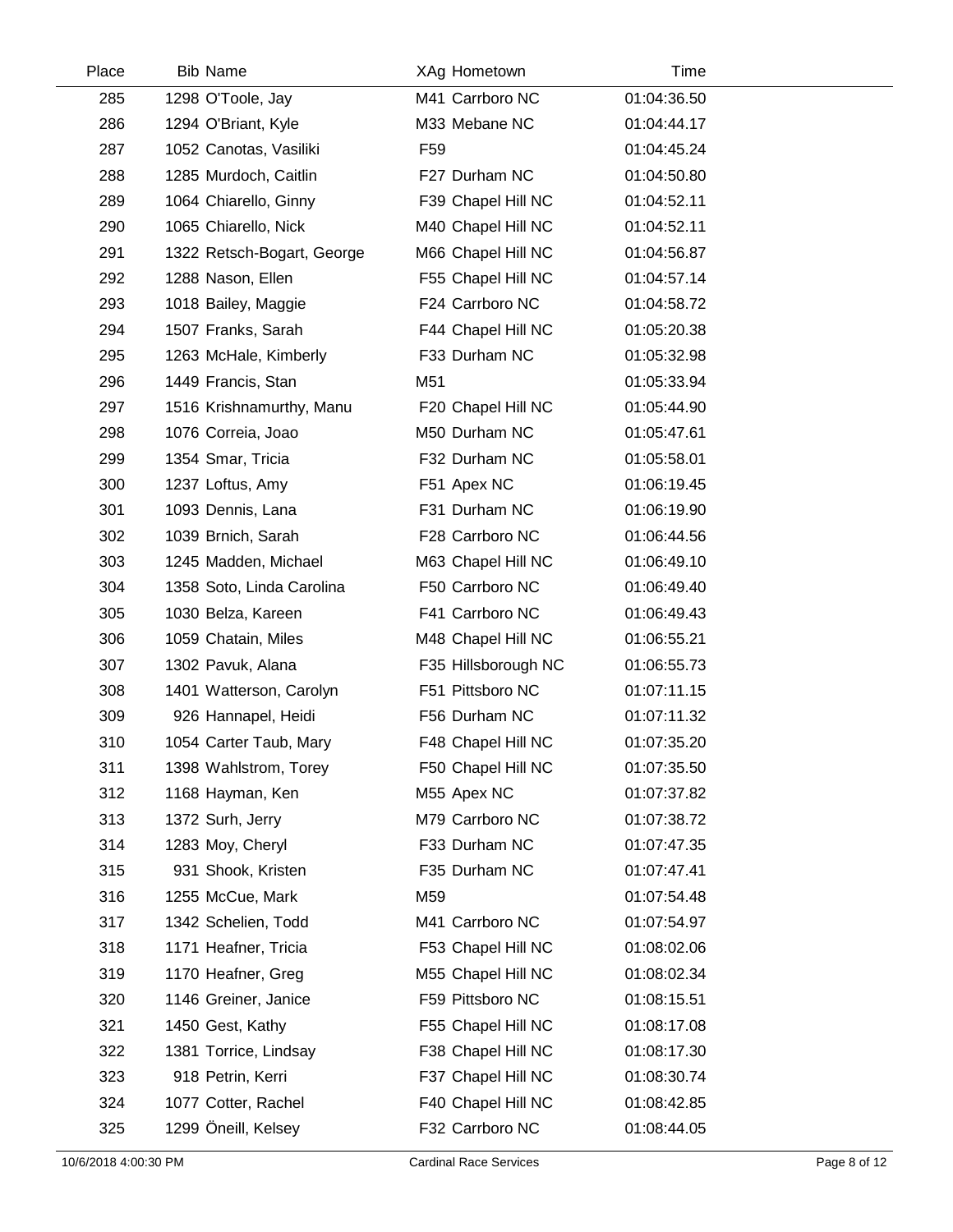| Place | Bib | Name | XAg | Hometown | Time |
|---|---|---|---|---|---|
| 285 | 1298 | O'Toole, Jay | M41 | Carrboro NC | 01:04:36.50 |
| 286 | 1294 | O'Briant, Kyle | M33 | Mebane NC | 01:04:44.17 |
| 287 | 1052 | Canotas, Vasiliki | F59 | | 01:04:45.24 |
| 288 | 1285 | Murdoch, Caitlin | F27 | Durham NC | 01:04:50.80 |
| 289 | 1064 | Chiarello, Ginny | F39 | Chapel Hill NC | 01:04:52.11 |
| 290 | 1065 | Chiarello, Nick | M40 | Chapel Hill NC | 01:04:52.11 |
| 291 | 1322 | Retsch-Bogart, George | M66 | Chapel Hill NC | 01:04:56.87 |
| 292 | 1288 | Nason, Ellen | F55 | Chapel Hill NC | 01:04:57.14 |
| 293 | 1018 | Bailey, Maggie | F24 | Carrboro NC | 01:04:58.72 |
| 294 | 1507 | Franks, Sarah | F44 | Chapel Hill NC | 01:05:20.38 |
| 295 | 1263 | McHale, Kimberly | F33 | Durham NC | 01:05:32.98 |
| 296 | 1449 | Francis, Stan | M51 | | 01:05:33.94 |
| 297 | 1516 | Krishnamurthy, Manu | F20 | Chapel Hill NC | 01:05:44.90 |
| 298 | 1076 | Correia, Joao | M50 | Durham NC | 01:05:47.61 |
| 299 | 1354 | Smar, Tricia | F32 | Durham NC | 01:05:58.01 |
| 300 | 1237 | Loftus, Amy | F51 | Apex NC | 01:06:19.45 |
| 301 | 1093 | Dennis, Lana | F31 | Durham NC | 01:06:19.90 |
| 302 | 1039 | Brnich, Sarah | F28 | Carrboro NC | 01:06:44.56 |
| 303 | 1245 | Madden, Michael | M63 | Chapel Hill NC | 01:06:49.10 |
| 304 | 1358 | Soto, Linda Carolina | F50 | Carrboro NC | 01:06:49.40 |
| 305 | 1030 | Belza, Kareen | F41 | Carrboro NC | 01:06:49.43 |
| 306 | 1059 | Chatain, Miles | M48 | Chapel Hill NC | 01:06:55.21 |
| 307 | 1302 | Pavuk, Alana | F35 | Hillsborough NC | 01:06:55.73 |
| 308 | 1401 | Watterson, Carolyn | F51 | Pittsboro NC | 01:07:11.15 |
| 309 | 926 | Hannapel, Heidi | F56 | Durham NC | 01:07:11.32 |
| 310 | 1054 | Carter Taub, Mary | F48 | Chapel Hill NC | 01:07:35.20 |
| 311 | 1398 | Wahlstrom, Torey | F50 | Chapel Hill NC | 01:07:35.50 |
| 312 | 1168 | Hayman, Ken | M55 | Apex NC | 01:07:37.82 |
| 313 | 1372 | Surh, Jerry | M79 | Carrboro NC | 01:07:38.72 |
| 314 | 1283 | Moy, Cheryl | F33 | Durham NC | 01:07:47.35 |
| 315 | 931 | Shook, Kristen | F35 | Durham NC | 01:07:47.41 |
| 316 | 1255 | McCue, Mark | M59 | | 01:07:54.48 |
| 317 | 1342 | Schelien, Todd | M41 | Carrboro NC | 01:07:54.97 |
| 318 | 1171 | Heafner, Tricia | F53 | Chapel Hill NC | 01:08:02.06 |
| 319 | 1170 | Heafner, Greg | M55 | Chapel Hill NC | 01:08:02.34 |
| 320 | 1146 | Greiner, Janice | F59 | Pittsboro NC | 01:08:15.51 |
| 321 | 1450 | Gest, Kathy | F55 | Chapel Hill NC | 01:08:17.08 |
| 322 | 1381 | Torrice, Lindsay | F38 | Chapel Hill NC | 01:08:17.30 |
| 323 | 918 | Petrin, Kerri | F37 | Chapel Hill NC | 01:08:30.74 |
| 324 | 1077 | Cotter, Rachel | F40 | Chapel Hill NC | 01:08:42.85 |
| 325 | 1299 | Öneill, Kelsey | F32 | Carrboro NC | 01:08:44.05 |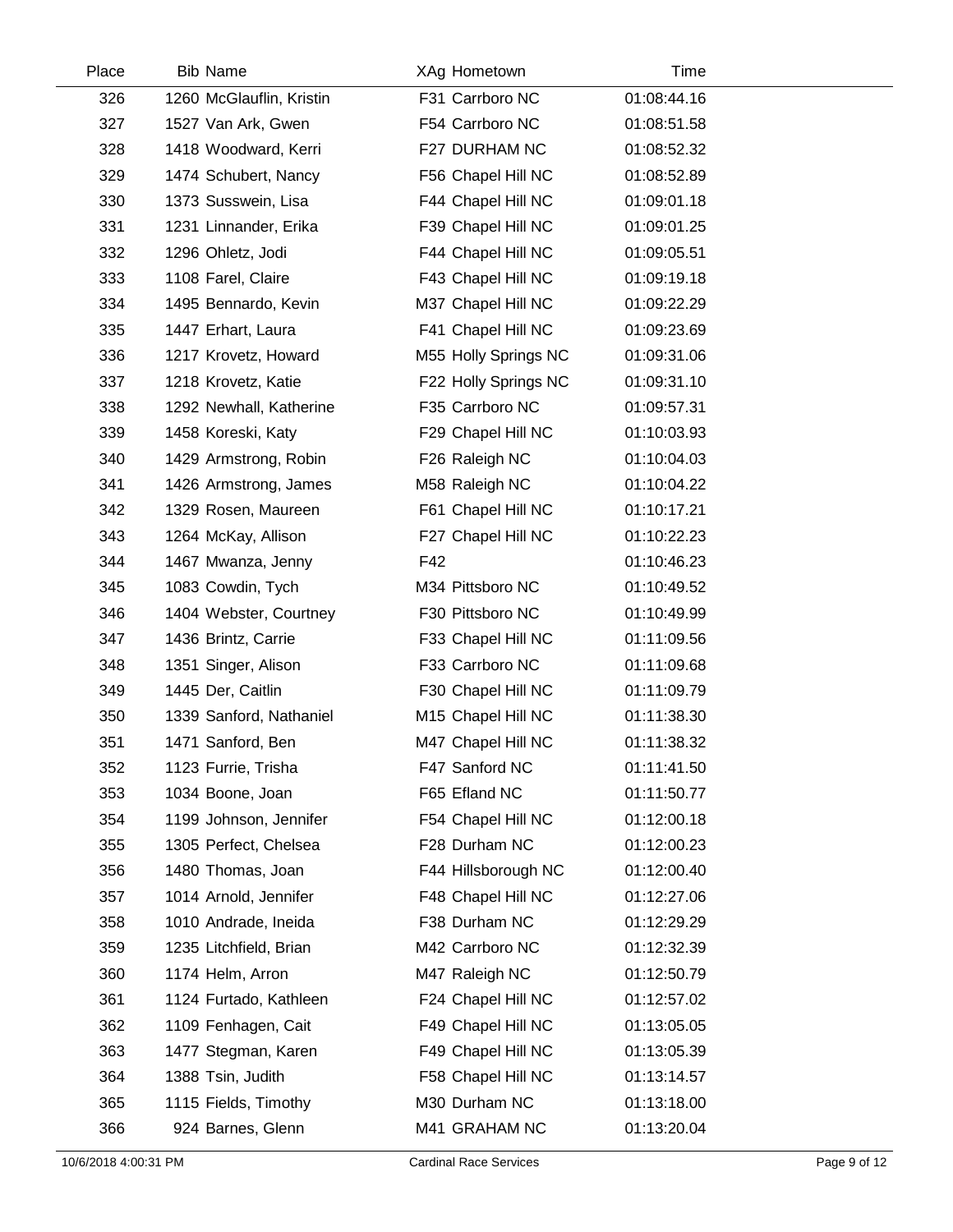| Place | Bib | Name | XAg | Hometown | Time |
|---|---|---|---|---|---|
| 326 | 1260 | McGlauflin, Kristin | F31 | Carrboro NC | 01:08:44.16 |
| 327 | 1527 | Van Ark, Gwen | F54 | Carrboro NC | 01:08:51.58 |
| 328 | 1418 | Woodward, Kerri | F27 | DURHAM NC | 01:08:52.32 |
| 329 | 1474 | Schubert, Nancy | F56 | Chapel Hill NC | 01:08:52.89 |
| 330 | 1373 | Susswein, Lisa | F44 | Chapel Hill NC | 01:09:01.18 |
| 331 | 1231 | Linnander, Erika | F39 | Chapel Hill NC | 01:09:01.25 |
| 332 | 1296 | Ohletz, Jodi | F44 | Chapel Hill NC | 01:09:05.51 |
| 333 | 1108 | Farel, Claire | F43 | Chapel Hill NC | 01:09:19.18 |
| 334 | 1495 | Bennardo, Kevin | M37 | Chapel Hill NC | 01:09:22.29 |
| 335 | 1447 | Erhart, Laura | F41 | Chapel Hill NC | 01:09:23.69 |
| 336 | 1217 | Krovetz, Howard | M55 | Holly Springs NC | 01:09:31.06 |
| 337 | 1218 | Krovetz, Katie | F22 | Holly Springs NC | 01:09:31.10 |
| 338 | 1292 | Newhall, Katherine | F35 | Carrboro NC | 01:09:57.31 |
| 339 | 1458 | Koreski, Katy | F29 | Chapel Hill NC | 01:10:03.93 |
| 340 | 1429 | Armstrong, Robin | F26 | Raleigh NC | 01:10:04.03 |
| 341 | 1426 | Armstrong, James | M58 | Raleigh NC | 01:10:04.22 |
| 342 | 1329 | Rosen, Maureen | F61 | Chapel Hill NC | 01:10:17.21 |
| 343 | 1264 | McKay, Allison | F27 | Chapel Hill NC | 01:10:22.23 |
| 344 | 1467 | Mwanza, Jenny | F42 | | 01:10:46.23 |
| 345 | 1083 | Cowdin, Tych | M34 | Pittsboro NC | 01:10:49.52 |
| 346 | 1404 | Webster, Courtney | F30 | Pittsboro NC | 01:10:49.99 |
| 347 | 1436 | Brintz, Carrie | F33 | Chapel Hill NC | 01:11:09.56 |
| 348 | 1351 | Singer, Alison | F33 | Carrboro NC | 01:11:09.68 |
| 349 | 1445 | Der, Caitlin | F30 | Chapel Hill NC | 01:11:09.79 |
| 350 | 1339 | Sanford, Nathaniel | M15 | Chapel Hill NC | 01:11:38.30 |
| 351 | 1471 | Sanford, Ben | M47 | Chapel Hill NC | 01:11:38.32 |
| 352 | 1123 | Furrie, Trisha | F47 | Sanford NC | 01:11:41.50 |
| 353 | 1034 | Boone, Joan | F65 | Efland NC | 01:11:50.77 |
| 354 | 1199 | Johnson, Jennifer | F54 | Chapel Hill NC | 01:12:00.18 |
| 355 | 1305 | Perfect, Chelsea | F28 | Durham NC | 01:12:00.23 |
| 356 | 1480 | Thomas, Joan | F44 | Hillsborough NC | 01:12:00.40 |
| 357 | 1014 | Arnold, Jennifer | F48 | Chapel Hill NC | 01:12:27.06 |
| 358 | 1010 | Andrade, Ineida | F38 | Durham NC | 01:12:29.29 |
| 359 | 1235 | Litchfield, Brian | M42 | Carrboro NC | 01:12:32.39 |
| 360 | 1174 | Helm, Arron | M47 | Raleigh NC | 01:12:50.79 |
| 361 | 1124 | Furtado, Kathleen | F24 | Chapel Hill NC | 01:12:57.02 |
| 362 | 1109 | Fenhagen, Cait | F49 | Chapel Hill NC | 01:13:05.05 |
| 363 | 1477 | Stegman, Karen | F49 | Chapel Hill NC | 01:13:05.39 |
| 364 | 1388 | Tsin, Judith | F58 | Chapel Hill NC | 01:13:14.57 |
| 365 | 1115 | Fields, Timothy | M30 | Durham NC | 01:13:18.00 |
| 366 | 924 | Barnes, Glenn | M41 | GRAHAM NC | 01:13:20.04 |

10/6/2018 4:00:31 PM — Cardinal Race Services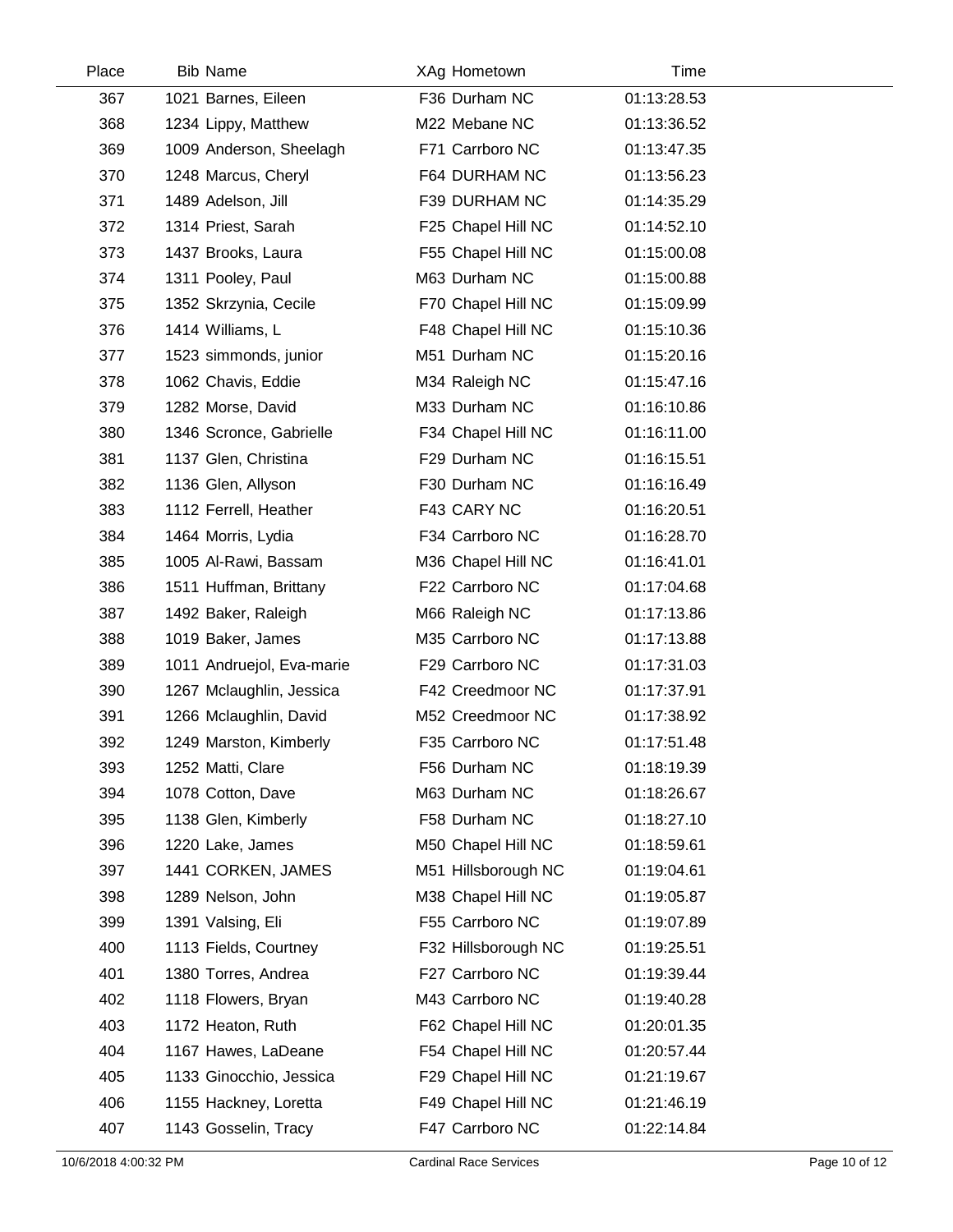| Place | Bib | Name | XAg | Hometown | Time |
|---|---|---|---|---|---|
| 367 | 1021 | Barnes, Eileen | F36 | Durham NC | 01:13:28.53 |
| 368 | 1234 | Lippy, Matthew | M22 | Mebane NC | 01:13:36.52 |
| 369 | 1009 | Anderson, Sheelagh | F71 | Carrboro NC | 01:13:47.35 |
| 370 | 1248 | Marcus, Cheryl | F64 | DURHAM NC | 01:13:56.23 |
| 371 | 1489 | Adelson, Jill | F39 | DURHAM NC | 01:14:35.29 |
| 372 | 1314 | Priest, Sarah | F25 | Chapel Hill NC | 01:14:52.10 |
| 373 | 1437 | Brooks, Laura | F55 | Chapel Hill NC | 01:15:00.08 |
| 374 | 1311 | Pooley, Paul | M63 | Durham NC | 01:15:00.88 |
| 375 | 1352 | Skrzynia, Cecile | F70 | Chapel Hill NC | 01:15:09.99 |
| 376 | 1414 | Williams, L | F48 | Chapel Hill NC | 01:15:10.36 |
| 377 | 1523 | simmonds, junior | M51 | Durham NC | 01:15:20.16 |
| 378 | 1062 | Chavis, Eddie | M34 | Raleigh NC | 01:15:47.16 |
| 379 | 1282 | Morse, David | M33 | Durham NC | 01:16:10.86 |
| 380 | 1346 | Scronce, Gabrielle | F34 | Chapel Hill NC | 01:16:11.00 |
| 381 | 1137 | Glen, Christina | F29 | Durham NC | 01:16:15.51 |
| 382 | 1136 | Glen, Allyson | F30 | Durham NC | 01:16:16.49 |
| 383 | 1112 | Ferrell, Heather | F43 | CARY NC | 01:16:20.51 |
| 384 | 1464 | Morris, Lydia | F34 | Carrboro NC | 01:16:28.70 |
| 385 | 1005 | Al-Rawi, Bassam | M36 | Chapel Hill NC | 01:16:41.01 |
| 386 | 1511 | Huffman, Brittany | F22 | Carrboro NC | 01:17:04.68 |
| 387 | 1492 | Baker, Raleigh | M66 | Raleigh NC | 01:17:13.86 |
| 388 | 1019 | Baker, James | M35 | Carrboro NC | 01:17:13.88 |
| 389 | 1011 | Andruejol, Eva-marie | F29 | Carrboro NC | 01:17:31.03 |
| 390 | 1267 | Mclaughlin, Jessica | F42 | Creedmoor NC | 01:17:37.91 |
| 391 | 1266 | Mclaughlin, David | M52 | Creedmoor NC | 01:17:38.92 |
| 392 | 1249 | Marston, Kimberly | F35 | Carrboro NC | 01:17:51.48 |
| 393 | 1252 | Matti, Clare | F56 | Durham NC | 01:18:19.39 |
| 394 | 1078 | Cotton, Dave | M63 | Durham NC | 01:18:26.67 |
| 395 | 1138 | Glen, Kimberly | F58 | Durham NC | 01:18:27.10 |
| 396 | 1220 | Lake, James | M50 | Chapel Hill NC | 01:18:59.61 |
| 397 | 1441 | CORKEN, JAMES | M51 | Hillsborough NC | 01:19:04.61 |
| 398 | 1289 | Nelson, John | M38 | Chapel Hill NC | 01:19:05.87 |
| 399 | 1391 | Valsing, Eli | F55 | Carrboro NC | 01:19:07.89 |
| 400 | 1113 | Fields, Courtney | F32 | Hillsborough NC | 01:19:25.51 |
| 401 | 1380 | Torres, Andrea | F27 | Carrboro NC | 01:19:39.44 |
| 402 | 1118 | Flowers, Bryan | M43 | Carrboro NC | 01:19:40.28 |
| 403 | 1172 | Heaton, Ruth | F62 | Chapel Hill NC | 01:20:01.35 |
| 404 | 1167 | Hawes, LaDeane | F54 | Chapel Hill NC | 01:20:57.44 |
| 405 | 1133 | Ginocchio, Jessica | F29 | Chapel Hill NC | 01:21:19.67 |
| 406 | 1155 | Hackney, Loretta | F49 | Chapel Hill NC | 01:21:46.19 |
| 407 | 1143 | Gosselin, Tracy | F47 | Carrboro NC | 01:22:14.84 |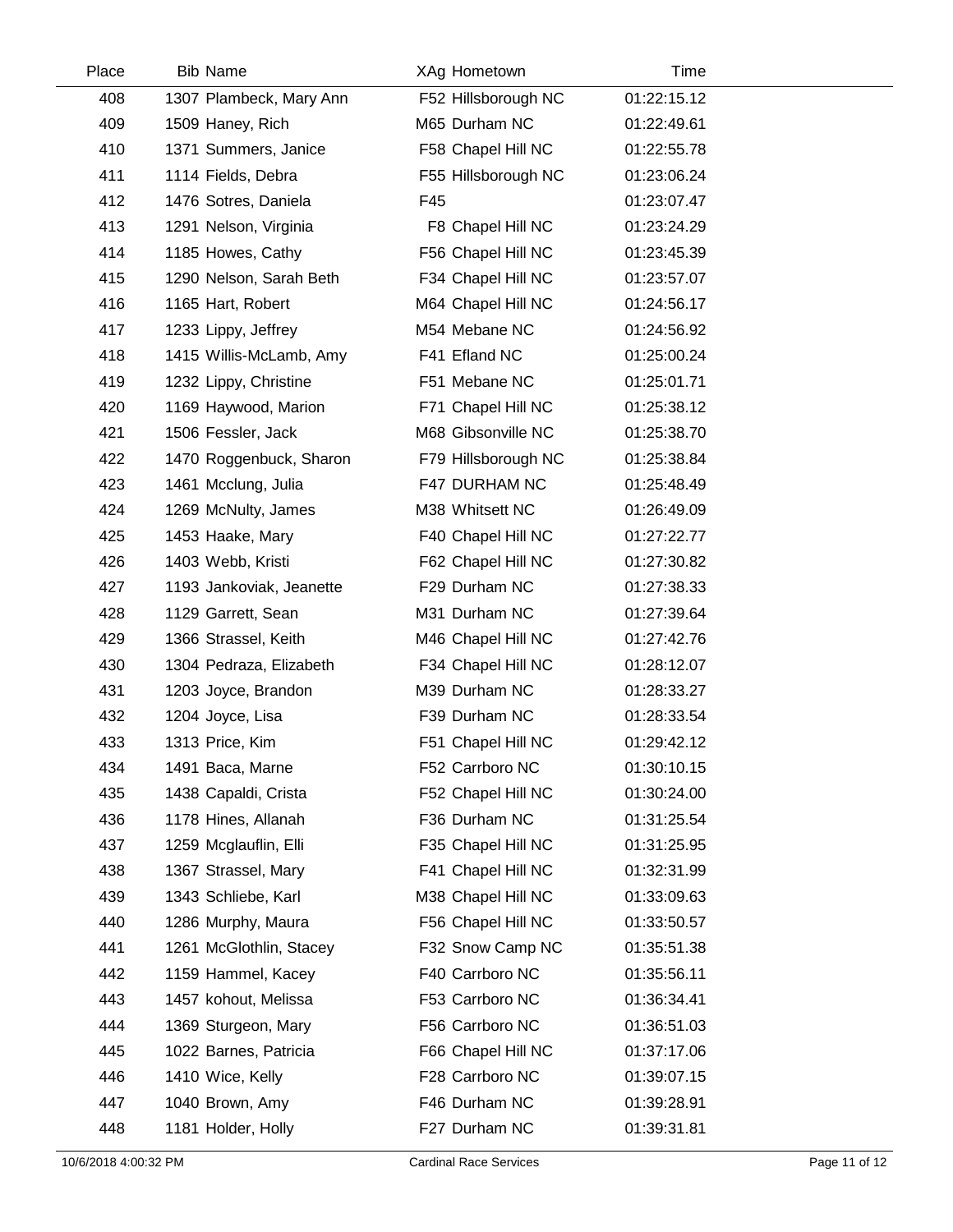| Place | Bib | Name | XAg | Hometown | Time |
|---|---|---|---|---|---|
| 408 | 1307 | Plambeck, Mary Ann | F52 | Hillsborough NC | 01:22:15.12 |
| 409 | 1509 | Haney, Rich | M65 | Durham NC | 01:22:49.61 |
| 410 | 1371 | Summers, Janice | F58 | Chapel Hill NC | 01:22:55.78 |
| 411 | 1114 | Fields, Debra | F55 | Hillsborough NC | 01:23:06.24 |
| 412 | 1476 | Sotres, Daniela | F45 | | 01:23:07.47 |
| 413 | 1291 | Nelson, Virginia | F8 | Chapel Hill NC | 01:23:24.29 |
| 414 | 1185 | Howes, Cathy | F56 | Chapel Hill NC | 01:23:45.39 |
| 415 | 1290 | Nelson, Sarah Beth | F34 | Chapel Hill NC | 01:23:57.07 |
| 416 | 1165 | Hart, Robert | M64 | Chapel Hill NC | 01:24:56.17 |
| 417 | 1233 | Lippy, Jeffrey | M54 | Mebane NC | 01:24:56.92 |
| 418 | 1415 | Willis-McLamb, Amy | F41 | Efland NC | 01:25:00.24 |
| 419 | 1232 | Lippy, Christine | F51 | Mebane NC | 01:25:01.71 |
| 420 | 1169 | Haywood, Marion | F71 | Chapel Hill NC | 01:25:38.12 |
| 421 | 1506 | Fessler, Jack | M68 | Gibsonville NC | 01:25:38.70 |
| 422 | 1470 | Roggenbuck, Sharon | F79 | Hillsborough NC | 01:25:38.84 |
| 423 | 1461 | Mcclung, Julia | F47 | DURHAM NC | 01:25:48.49 |
| 424 | 1269 | McNulty, James | M38 | Whitsett NC | 01:26:49.09 |
| 425 | 1453 | Haake, Mary | F40 | Chapel Hill NC | 01:27:22.77 |
| 426 | 1403 | Webb, Kristi | F62 | Chapel Hill NC | 01:27:30.82 |
| 427 | 1193 | Jankoviak, Jeanette | F29 | Durham NC | 01:27:38.33 |
| 428 | 1129 | Garrett, Sean | M31 | Durham NC | 01:27:39.64 |
| 429 | 1366 | Strassel, Keith | M46 | Chapel Hill NC | 01:27:42.76 |
| 430 | 1304 | Pedraza, Elizabeth | F34 | Chapel Hill NC | 01:28:12.07 |
| 431 | 1203 | Joyce, Brandon | M39 | Durham NC | 01:28:33.27 |
| 432 | 1204 | Joyce, Lisa | F39 | Durham NC | 01:28:33.54 |
| 433 | 1313 | Price, Kim | F51 | Chapel Hill NC | 01:29:42.12 |
| 434 | 1491 | Baca, Marne | F52 | Carrboro NC | 01:30:10.15 |
| 435 | 1438 | Capaldi, Crista | F52 | Chapel Hill NC | 01:30:24.00 |
| 436 | 1178 | Hines, Allanah | F36 | Durham NC | 01:31:25.54 |
| 437 | 1259 | Mcglauflin, Elli | F35 | Chapel Hill NC | 01:31:25.95 |
| 438 | 1367 | Strassel, Mary | F41 | Chapel Hill NC | 01:32:31.99 |
| 439 | 1343 | Schliebe, Karl | M38 | Chapel Hill NC | 01:33:09.63 |
| 440 | 1286 | Murphy, Maura | F56 | Chapel Hill NC | 01:33:50.57 |
| 441 | 1261 | McGlothlin, Stacey | F32 | Snow Camp NC | 01:35:51.38 |
| 442 | 1159 | Hammel, Kacey | F40 | Carrboro NC | 01:35:56.11 |
| 443 | 1457 | kohout, Melissa | F53 | Carrboro NC | 01:36:34.41 |
| 444 | 1369 | Sturgeon, Mary | F56 | Carrboro NC | 01:36:51.03 |
| 445 | 1022 | Barnes, Patricia | F66 | Chapel Hill NC | 01:37:17.06 |
| 446 | 1410 | Wice, Kelly | F28 | Carrboro NC | 01:39:07.15 |
| 447 | 1040 | Brown, Amy | F46 | Durham NC | 01:39:28.91 |
| 448 | 1181 | Holder, Holly | F27 | Durham NC | 01:39:31.81 |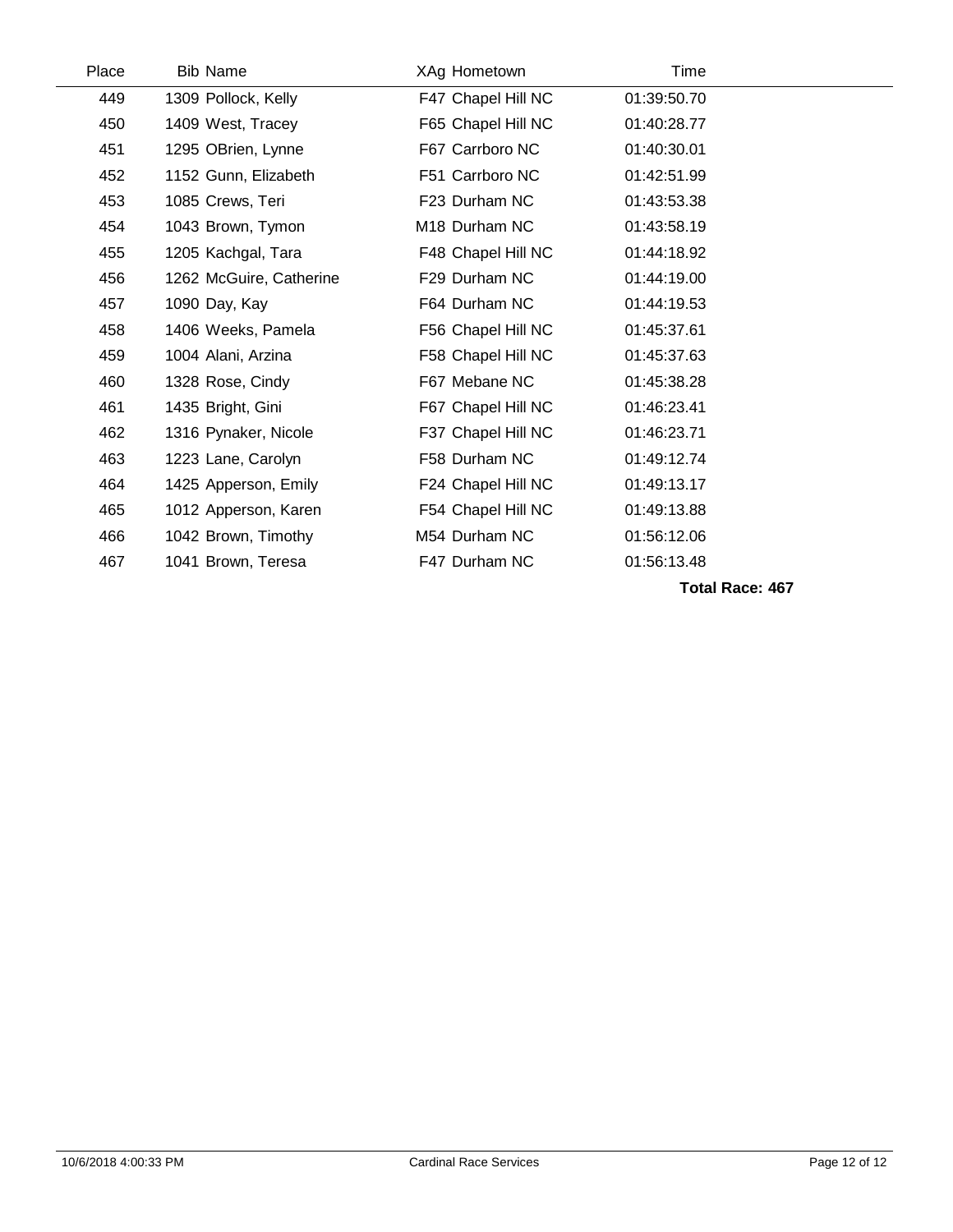| Place | Bib | Name | XAg | Hometown | Time |
|---|---|---|---|---|---|
| 449 | 1309 | Pollock, Kelly | F47 | Chapel Hill NC | 01:39:50.70 |
| 450 | 1409 | West, Tracey | F65 | Chapel Hill NC | 01:40:28.77 |
| 451 | 1295 | OBrien, Lynne | F67 | Carrboro NC | 01:40:30.01 |
| 452 | 1152 | Gunn, Elizabeth | F51 | Carrboro NC | 01:42:51.99 |
| 453 | 1085 | Crews, Teri | F23 | Durham NC | 01:43:53.38 |
| 454 | 1043 | Brown, Tymon | M18 | Durham NC | 01:43:58.19 |
| 455 | 1205 | Kachgal, Tara | F48 | Chapel Hill NC | 01:44:18.92 |
| 456 | 1262 | McGuire, Catherine | F29 | Durham NC | 01:44:19.00 |
| 457 | 1090 | Day, Kay | F64 | Durham NC | 01:44:19.53 |
| 458 | 1406 | Weeks, Pamela | F56 | Chapel Hill NC | 01:45:37.61 |
| 459 | 1004 | Alani, Arzina | F58 | Chapel Hill NC | 01:45:37.63 |
| 460 | 1328 | Rose, Cindy | F67 | Mebane NC | 01:45:38.28 |
| 461 | 1435 | Bright, Gini | F67 | Chapel Hill NC | 01:46:23.41 |
| 462 | 1316 | Pynaker, Nicole | F37 | Chapel Hill NC | 01:46:23.71 |
| 463 | 1223 | Lane, Carolyn | F58 | Durham NC | 01:49:12.74 |
| 464 | 1425 | Apperson, Emily | F24 | Chapel Hill NC | 01:49:13.17 |
| 465 | 1012 | Apperson, Karen | F54 | Chapel Hill NC | 01:49:13.88 |
| 466 | 1042 | Brown, Timothy | M54 | Durham NC | 01:56:12.06 |
| 467 | 1041 | Brown, Teresa | F47 | Durham NC | 01:56:13.48 |

**Total Race: 467**